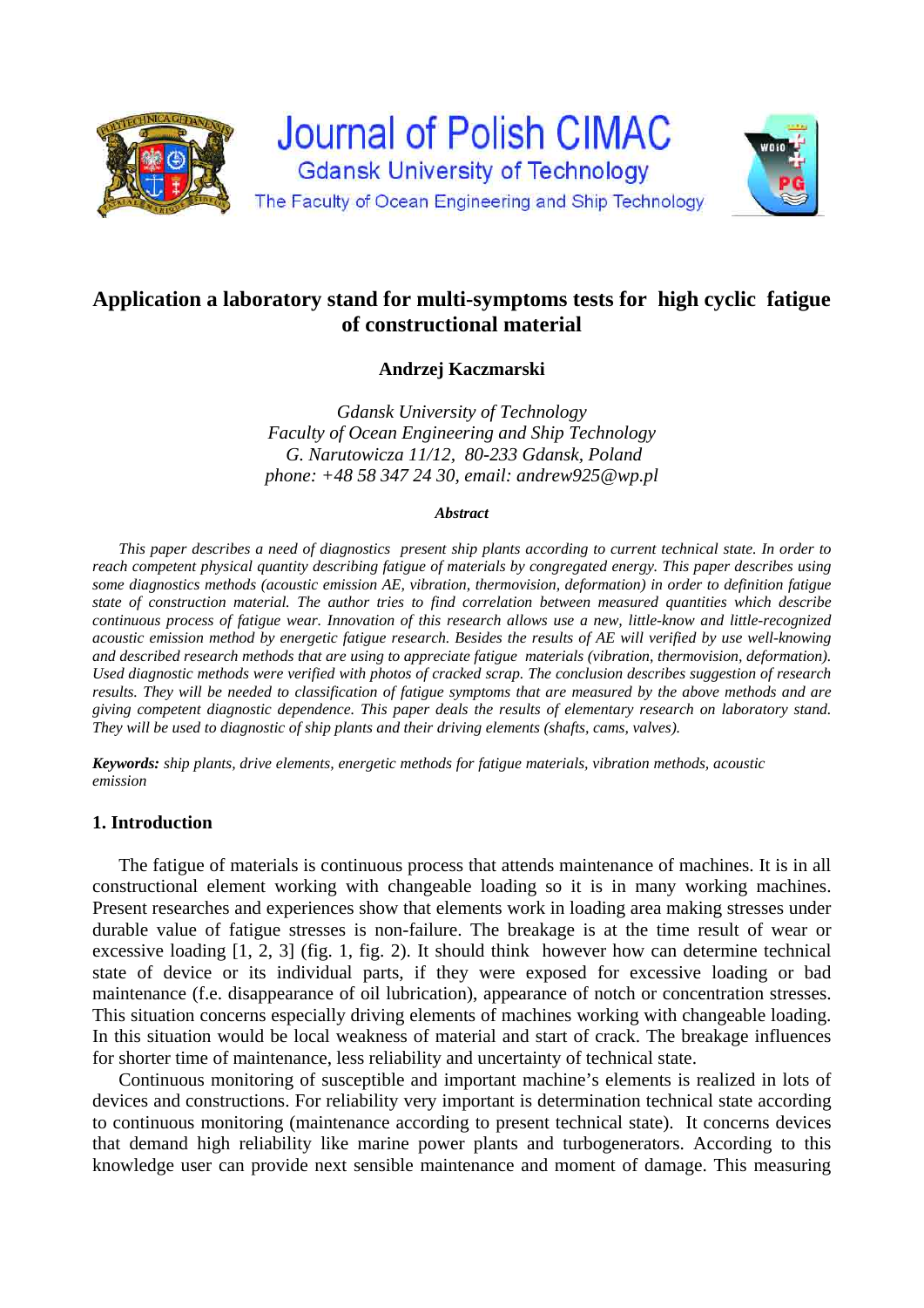# Journal of Polish CIMAC

Gdansk University of Technology

The Faculty of Ocean Engineering and Ship Technology

## Application a laboratory stand for multi-symptoms tests for high cyclic fatigue of constructional material

**Andrzej Kaczmarski**

*Gdansk University of Technology*
*Faculty of Ocean Engineering and Ship Technology*
*G. Narutowicza 11/12, 80-233 Gdansk, Poland*
*phone: +48 58 347 24 30, email: andrew925@wp.pl*

***Abstract***

*This paper describes a need of diagnostics present ship plants according to current technical state. In order to reach competent physical quantity describing fatigue of materials by congregated energy. This paper describes using some diagnostics methods (acoustic emission AE, vibration, thermovision, deformation) in order to definition fatigue state of construction material. The author tries to find correlation between measured quantities which describe continuous process of fatigue wear. Innovation of this research allows use a new, little-know and little-recognized acoustic emission method by energetic fatigue research. Besides the results of AE will verified by use well-knowing and described research methods that are using to appreciate fatigue materials (vibration, thermovision, deformation). Used diagnostic methods were verified with photos of cracked scrap. The conclusion describes suggestion of research results. They will be needed to classification of fatigue symptoms that are measured by the above methods and are giving competent diagnostic dependence. This paper deals the results of elementary research on laboratory stand. They will be used to diagnostic of ship plants and their driving elements (shafts, cams, valves).*

***Keywords:*** *ship plants, drive elements, energetic methods for fatigue materials, vibration methods, acoustic emission*

### 1. Introduction

The fatigue of materials is continuous process that attends maintenance of machines. It is in all constructional element working with changeable loading so it is in many working machines. Present researches and experiences show that elements work in loading area making stresses under durable value of fatigue stresses is non-failure. The breakage is at the time result of wear or excessive loading [1, 2, 3] (fig. 1, fig. 2). It should think however how can determine technical state of device or its individual parts, if they were exposed for excessive loading or bad maintenance (f.e. disappearance of oil lubrication), appearance of notch or concentration stresses. This situation concerns especially driving elements of machines working with changeable loading. In this situation would be local weakness of material and start of crack. The breakage influences for shorter time of maintenance, less reliability and uncertainty of technical state.

Continuous monitoring of susceptible and important machine's elements is realized in lots of devices and constructions. For reliability very important is determination technical state according to continuous monitoring (maintenance according to present technical state). It concerns devices that demand high reliability like marine power plants and turbogenerators. According to this knowledge user can provide next sensible maintenance and moment of damage. This measuring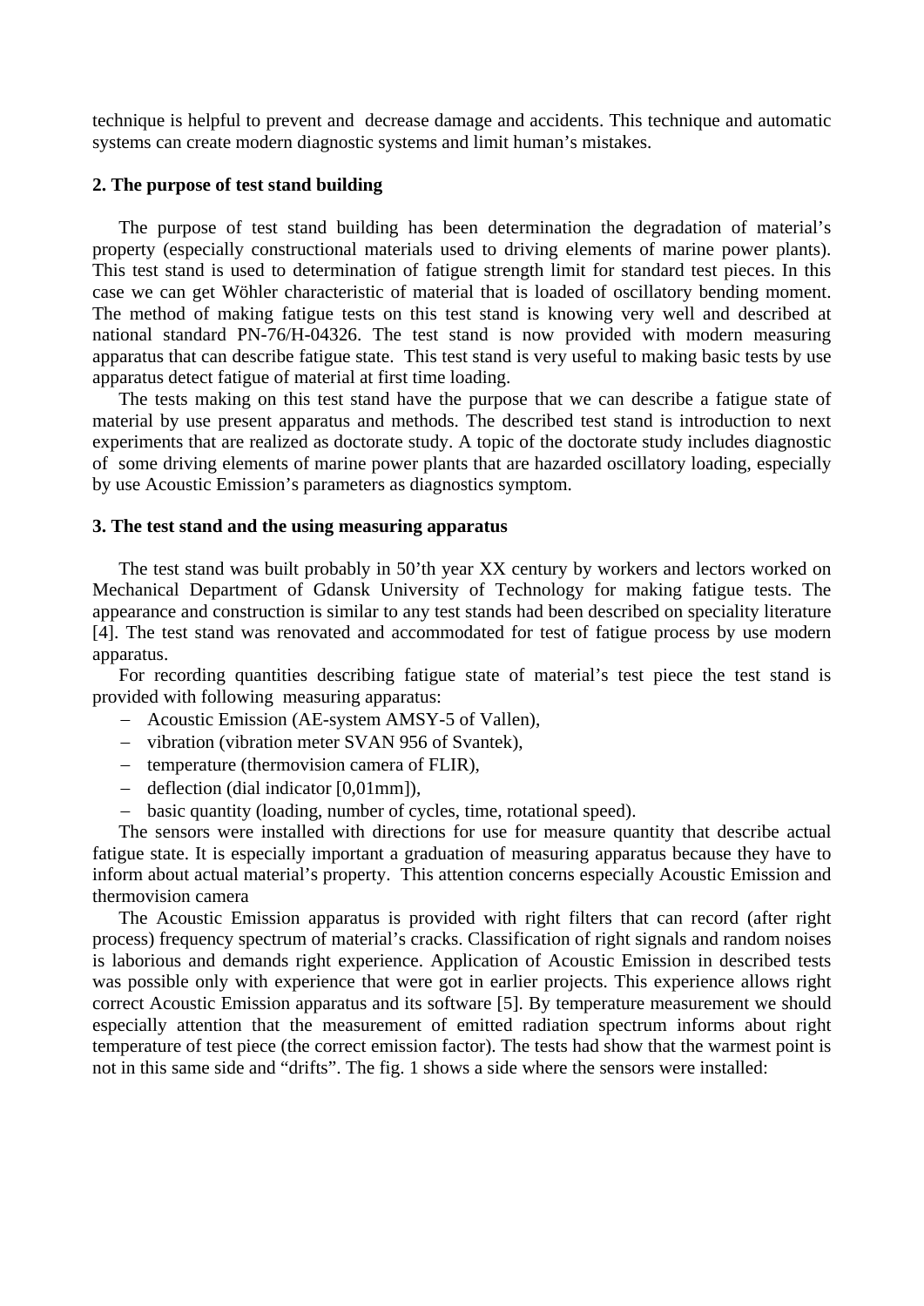technique is helpful to prevent and decrease damage and accidents. This technique and automatic systems can create modern diagnostic systems and limit human's mistakes.

## 2. The purpose of test stand building

The purpose of test stand building has been determination the degradation of material's property (especially constructional materials used to driving elements of marine power plants). This test stand is used to determination of fatigue strength limit for standard test pieces. In this case we can get Wöhler characteristic of material that is loaded of oscillatory bending moment. The method of making fatigue tests on this test stand is knowing very well and described at national standard PN-76/H-04326. The test stand is now provided with modern measuring apparatus that can describe fatigue state. This test stand is very useful to making basic tests by use apparatus detect fatigue of material at first time loading.

The tests making on this test stand have the purpose that we can describe a fatigue state of material by use present apparatus and methods. The described test stand is introduction to next experiments that are realized as doctorate study. A topic of the doctorate study includes diagnostic of some driving elements of marine power plants that are hazarded oscillatory loading, especially by use Acoustic Emission's parameters as diagnostics symptom.

## 3. The test stand and the using measuring apparatus

The test stand was built probably in 50'th year XX century by workers and lectors worked on Mechanical Department of Gdansk University of Technology for making fatigue tests. The appearance and construction is similar to any test stands had been described on speciality literature [4]. The test stand was renovated and accommodated for test of fatigue process by use modern apparatus.

For recording quantities describing fatigue state of material's test piece the test stand is provided with following measuring apparatus:

- Acoustic Emission (AE-system AMSY-5 of Vallen),
- vibration (vibration meter SVAN 956 of Svantek),
- temperature (thermovision camera of FLIR),
- deflection (dial indicator [0,01mm]),
- basic quantity (loading, number of cycles, time, rotational speed).

The sensors were installed with directions for use for measure quantity that describe actual fatigue state. It is especially important a graduation of measuring apparatus because they have to inform about actual material's property. This attention concerns especially Acoustic Emission and thermovision camera

The Acoustic Emission apparatus is provided with right filters that can record (after right process) frequency spectrum of material's cracks. Classification of right signals and random noises is laborious and demands right experience. Application of Acoustic Emission in described tests was possible only with experience that were got in earlier projects. This experience allows right correct Acoustic Emission apparatus and its software [5]. By temperature measurement we should especially attention that the measurement of emitted radiation spectrum informs about right temperature of test piece (the correct emission factor). The tests had show that the warmest point is not in this same side and "drifts". The fig. 1 shows a side where the sensors were installed: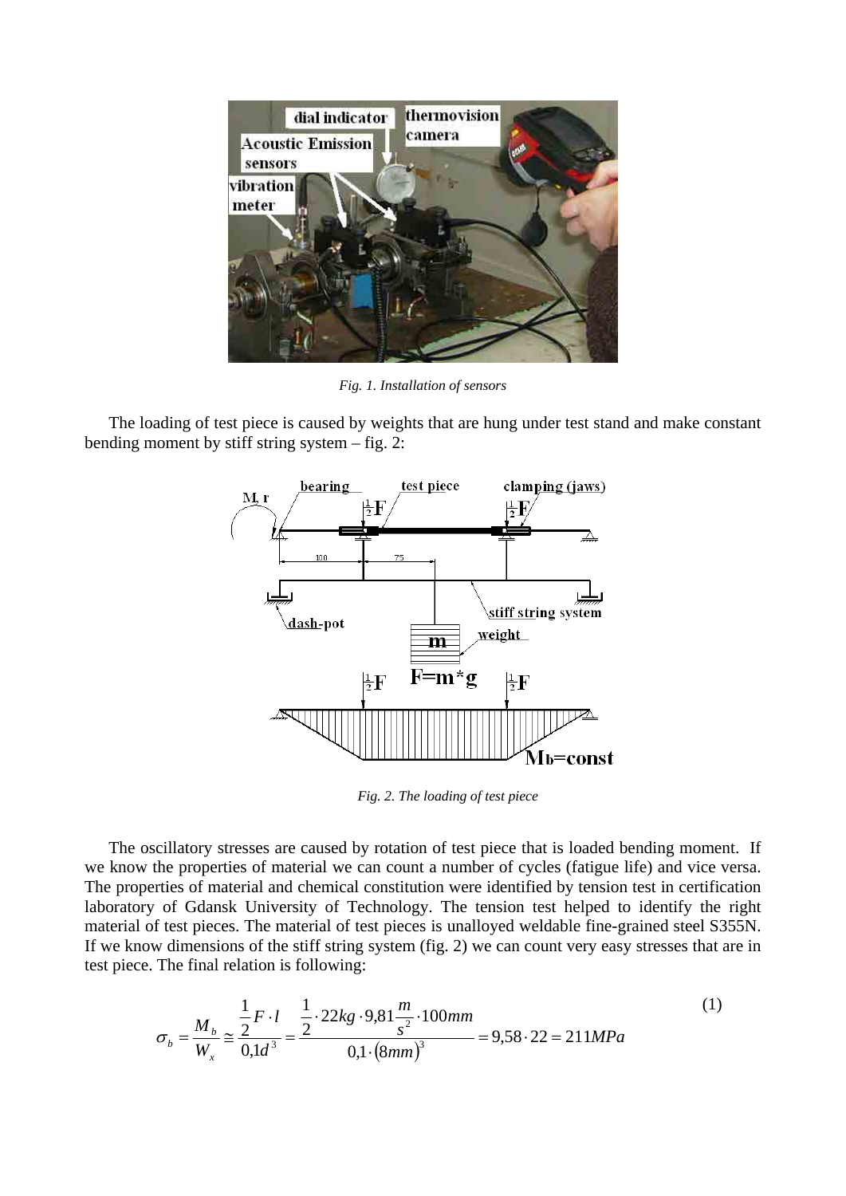*Fig. 1. Installation of sensors*

The loading of test piece is caused by weights that are hung under test stand and make constant bending moment by stiff string system – fig. 2:

*Fig. 2. The loading of test piece*

The oscillatory stresses are caused by rotation of test piece that is loaded bending moment. If we know the properties of material we can count a number of cycles (fatigue life) and vice versa. The properties of material and chemical constitution were identified by tension test in certification laboratory of Gdansk University of Technology. The tension test helped to identify the right material of test pieces. The material of test pieces is unalloyed weldable fine-grained steel S355N. If we know dimensions of the stiff string system (fig. 2) we can count very easy stresses that are in test piece. The final relation is following:

$$\sigma_b = \frac{M_b}{W_x} \cong \frac{\frac{1}{2} F \cdot l}{0{,}1 d^3} = \frac{\frac{1}{2} \cdot 22kg \cdot 9{,}81 \frac{m}{s^2} \cdot 100mm}{0{,}1 \cdot (8mm)^3} = 9{,}58 \cdot 22 = 211 MPa \tag{1}$$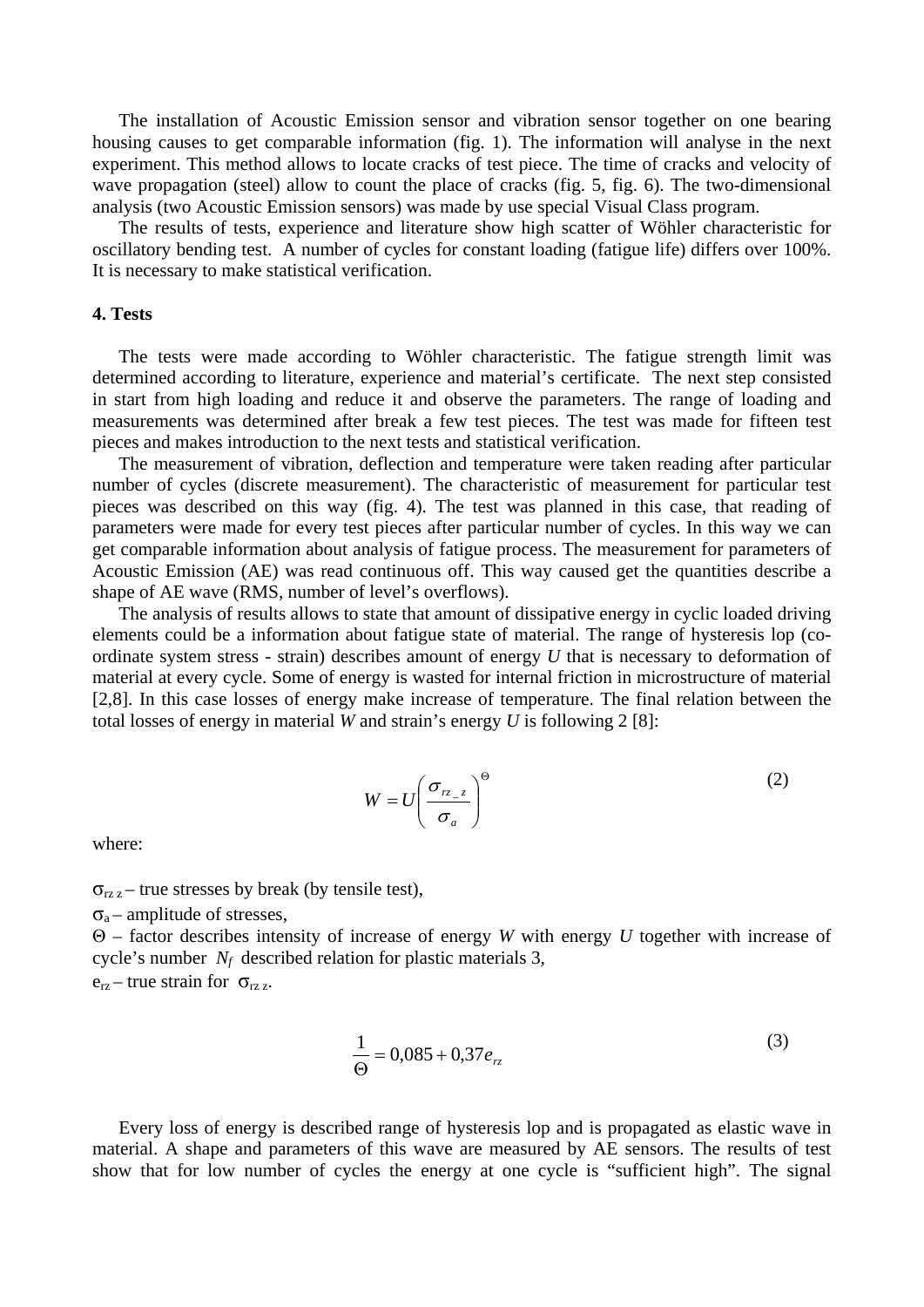The installation of Acoustic Emission sensor and vibration sensor together on one bearing housing causes to get comparable information (fig. 1). The information will analyse in the next experiment. This method allows to locate cracks of test piece. The time of cracks and velocity of wave propagation (steel) allow to count the place of cracks (fig. 5, fig. 6). The two-dimensional analysis (two Acoustic Emission sensors) was made by use special Visual Class program.

The results of tests, experience and literature show high scatter of Wöhler characteristic for oscillatory bending test. A number of cycles for constant loading (fatigue life) differs over 100%. It is necessary to make statistical verification.

## 4. Tests

The tests were made according to Wöhler characteristic. The fatigue strength limit was determined according to literature, experience and material's certificate. The next step consisted in start from high loading and reduce it and observe the parameters. The range of loading and measurements was determined after break a few test pieces. The test was made for fifteen test pieces and makes introduction to the next tests and statistical verification.

The measurement of vibration, deflection and temperature were taken reading after particular number of cycles (discrete measurement). The characteristic of measurement for particular test pieces was described on this way (fig. 4). The test was planned in this case, that reading of parameters were made for every test pieces after particular number of cycles. In this way we can get comparable information about analysis of fatigue process. The measurement for parameters of Acoustic Emission (AE) was read continuous off. This way caused get the quantities describe a shape of AE wave (RMS, number of level's overflows).

The analysis of results allows to state that amount of dissipative energy in cyclic loaded driving elements could be a information about fatigue state of material. The range of hysteresis lop (co-ordinate system stress - strain) describes amount of energy $U$ that is necessary to deformation of material at every cycle. Some of energy is wasted for internal friction in microstructure of material [2,8]. In this case losses of energy make increase of temperature. The final relation between the total losses of energy in material $W$ and strain's energy $U$ is following 2 [8]:

$$W = U\left(\frac{\sigma_{rz\_z}}{\sigma_a}\right)^{\Theta} \tag{2}$$

where:

$\sigma_{rz\,z}$ – true stresses by break (by tensile test),

$\sigma_a$ – amplitude of stresses,

$\Theta$ – factor describes intensity of increase of energy $W$ with energy $U$ together with increase of cycle's number $N_f$ described relation for plastic materials 3,

$e_{rz}$ – true strain for $\sigma_{rz\,z}$.

$$\frac{1}{\Theta} = 0{,}085 + 0{,}37 e_{rz} \tag{3}$$

Every loss of energy is described range of hysteresis lop and is propagated as elastic wave in material. A shape and parameters of this wave are measured by AE sensors. The results of test show that for low number of cycles the energy at one cycle is "sufficient high". The signal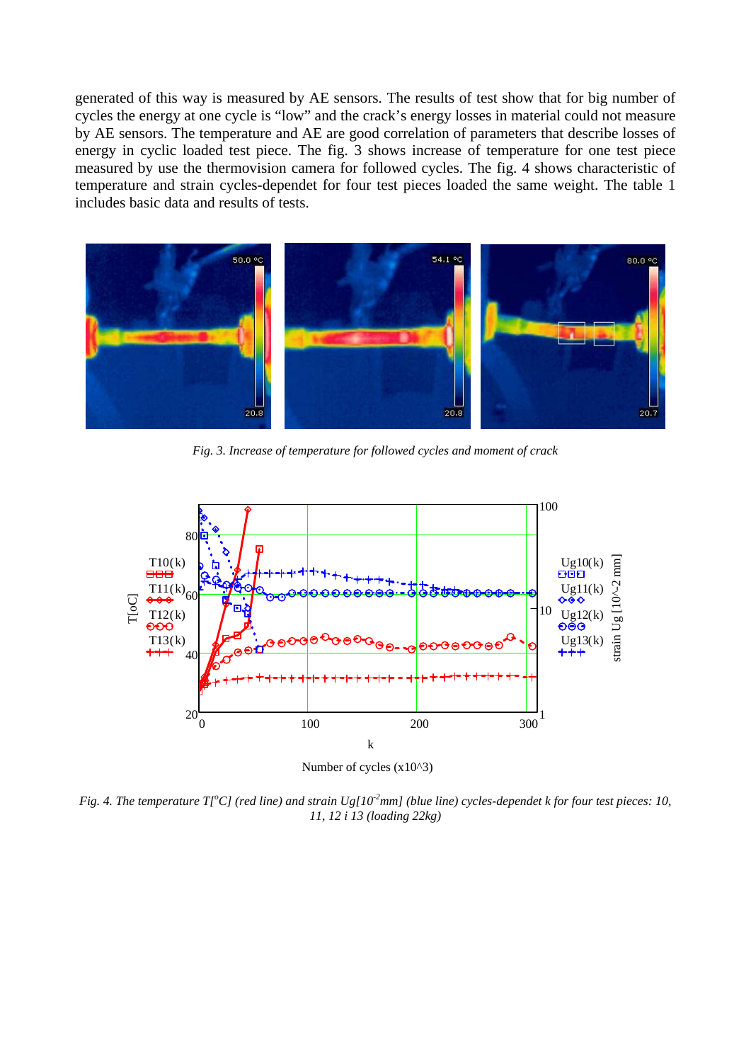generated of this way is measured by AE sensors. The results of test show that for big number of cycles the energy at one cycle is “low” and the crack’s energy losses in material could not measure by AE sensors. The temperature and AE are good correlation of parameters that describe losses of energy in cyclic loaded test piece. The fig. 3 shows increase of temperature for one test piece measured by use the thermovision camera for followed cycles. The fig. 4 shows characteristic of temperature and strain cycles-dependet for four test pieces loaded the same weight. The table 1 includes basic data and results of tests.

50.0 °C
20.8
54.1 °C
20.8
80.0 °C
20.7

*Fig. 3. Increase of temperature for followed cycles and moment of crack*

T[oC]
80
60
40
20
T10(k)
T11(k)
T12(k)
T13(k)
0
100
200
300
k
Number of cycles (x10^3)
100
10
1
Ug10(k)
Ug11(k)
Ug12(k)
Ug13(k)
strain Ug [10^-2 mm]

*Fig. 4. The temperature T[$^{o}$C] (red line) and strain Ug[$10^{-2}$mm] (blue line) cycles-dependet k for four test pieces: 10, 11, 12 i 13 (loading 22kg)*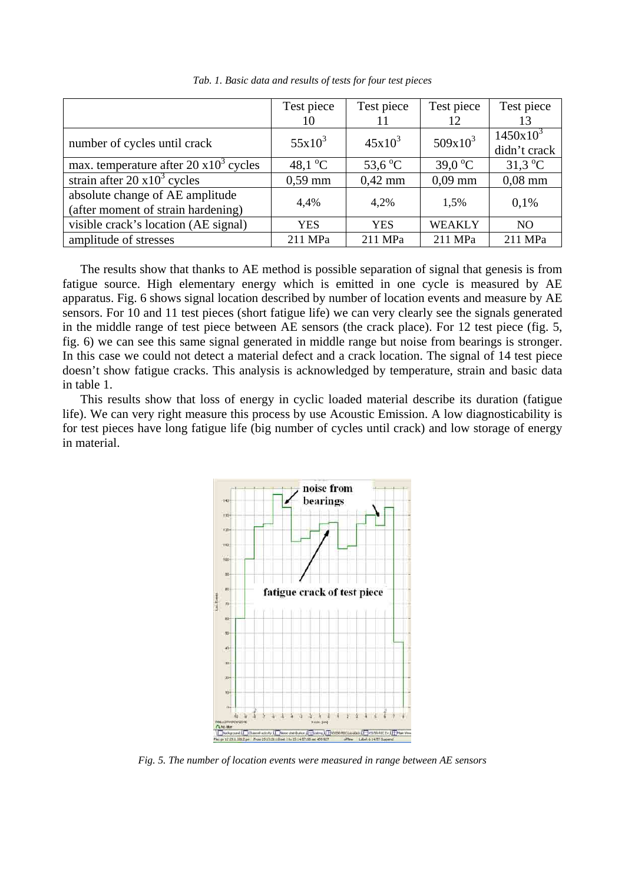*Tab. 1. Basic data and results of tests for four test pieces*

| | Test piece 10 | Test piece 11 | Test piece 12 | Test piece 13 |
|---|---|---|---|---|
| number of cycles until crack | $55x10^3$ | $45x10^3$ | $509x10^3$ | $1450x10^3$ didn't crack |
| max. temperature after 20 $x10^3$ cycles | 48,1 °C | 53,6 °C | 39,0 °C | 31,3 °C |
| strain after 20 $x10^3$ cycles | 0,59 mm | 0,42 mm | 0,09 mm | 0,08 mm |
| absolute change of AE amplitude (after moment of strain hardening) | 4,4% | 4,2% | 1,5% | 0,1% |
| visible crack's location (AE signal) | YES | YES | WEAKLY | NO |
| amplitude of stresses | 211 MPa | 211 MPa | 211 MPa | 211 MPa |

The results show that thanks to AE method is possible separation of signal that genesis is from fatigue source. High elementary energy which is emitted in one cycle is measured by AE apparatus. Fig. 6 shows signal location described by number of location events and measure by AE sensors. For 10 and 11 test pieces (short fatigue life) we can very clearly see the signals generated in the middle range of test piece between AE sensors (the crack place). For 12 test piece (fig. 5, fig. 6) we can see this same signal generated in middle range but noise from bearings is stronger. In this case we could not detect a material defect and a crack location. The signal of 14 test piece doesn't show fatigue cracks. This analysis is acknowledged by temperature, strain and basic data in table 1.

This results show that loss of energy in cyclic loaded material describe its duration (fatigue life). We can very right measure this process by use Acoustic Emission. A low diagnosticability is for test pieces have long fatigue life (big number of cycles until crack) and low storage of energy in material.

noise from bearings

fatigue crack of test piece

*Fig. 5. The number of location events were measured in range between AE sensors*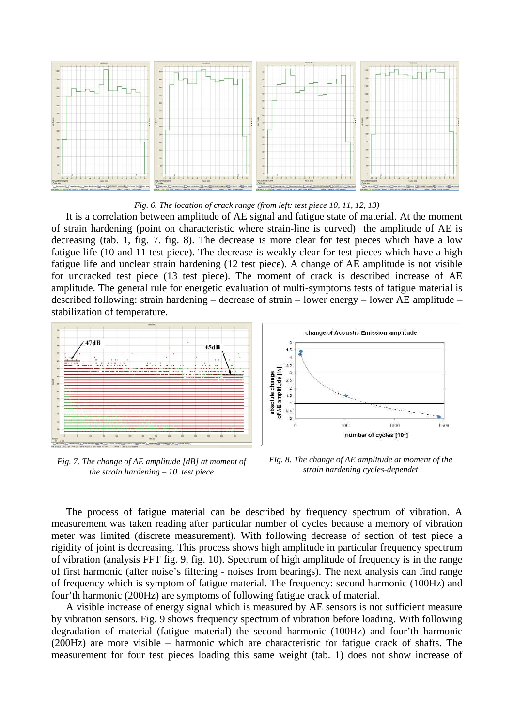*Fig. 6. The location of crack range (from left: test piece 10, 11, 12, 13)*

It is a correlation between amplitude of AE signal and fatigue state of material. At the moment of strain hardening (point on characteristic where strain-line is curved) the amplitude of AE is decreasing (tab. 1, fig. 7. fig. 8). The decrease is more clear for test pieces which have a low fatigue life (10 and 11 test piece). The decrease is weakly clear for test pieces which have a high fatigue life and unclear strain hardening (12 test piece). A change of AE amplitude is not visible for uncracked test piece (13 test piece). The moment of crack is described increase of AE amplitude. The general rule for energetic evaluation of multi-symptoms tests of fatigue material is described following: strain hardening – decrease of strain – lower energy – lower AE amplitude – stabilization of temperature.

47dB

45dB

*Fig. 7. The change of AE amplitude [dB] at moment of the strain hardening – 10. test piece*

change of Acoustic Emission amplitude

absolute change of AE amplitude [%]

number of cycles [10³]

*Fig. 8. The change of AE amplitude at moment of the strain hardening cycles-dependet*

The process of fatigue material can be described by frequency spectrum of vibration. A measurement was taken reading after particular number of cycles because a memory of vibration meter was limited (discrete measurement). With following decrease of section of test piece a rigidity of joint is decreasing. This process shows high amplitude in particular frequency spectrum of vibration (analysis FFT fig. 9, fig. 10). Spectrum of high amplitude of frequency is in the range of first harmonic (after noise's filtering - noises from bearings). The next analysis can find range of frequency which is symptom of fatigue material. The frequency: second harmonic (100Hz) and four'th harmonic (200Hz) are symptoms of following fatigue crack of material.

A visible increase of energy signal which is measured by AE sensors is not sufficient measure by vibration sensors. Fig. 9 shows frequency spectrum of vibration before loading. With following degradation of material (fatigue material) the second harmonic (100Hz) and four'th harmonic (200Hz) are more visible – harmonic which are characteristic for fatigue crack of shafts. The measurement for four test pieces loading this same weight (tab. 1) does not show increase of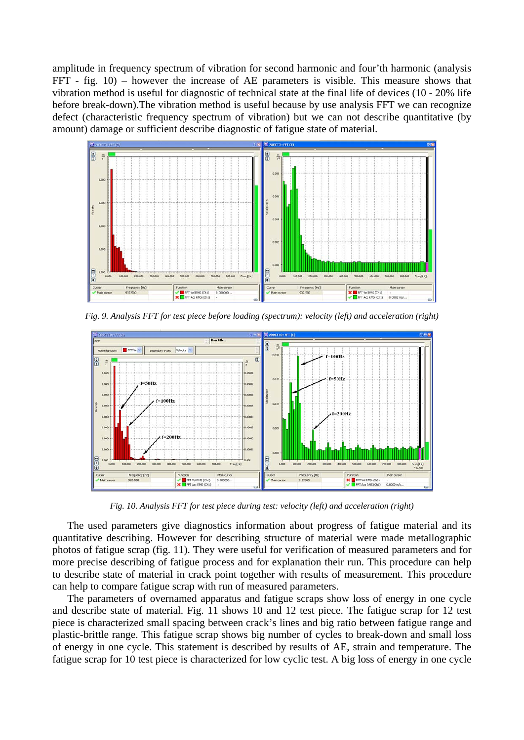amplitude in frequency spectrum of vibration for second harmonic and four'th harmonic (analysis FFT - fig. 10) – however the increase of AE parameters is visible. This measure shows that vibration method is useful for diagnostic of technical state at the final life of devices (10 - 20% life before break-down).The vibration method is useful because by use analysis FFT we can recognize defect (characteristic frequency spectrum of vibration) but we can not describe quantitative (by amount) damage or sufficient describe diagnostic of fatigue state of material.

*Fig. 9. Analysis FFT for test piece before loading (spectrum): velocity (left) and acceleration (right)*

*Fig. 10. Analysis FFT for test piece during test: velocity (left) and acceleration (right)*

The used parameters give diagnostics information about progress of fatigue material and its quantitative describing. However for describing structure of material were made metallographic photos of fatigue scrap (fig. 11). They were useful for verification of measured parameters and for more precise describing of fatigue process and for explanation their run. This procedure can help to describe state of material in crack point together with results of measurement. This procedure can help to compare fatigue scrap with run of measured parameters.

The parameters of overnamed apparatus and fatigue scraps show loss of energy in one cycle and describe state of material. Fig. 11 shows 10 and 12 test piece. The fatigue scrap for 12 test piece is characterized small spacing between crack's lines and big ratio between fatigue range and plastic-brittle range. This fatigue scrap shows big number of cycles to break-down and small loss of energy in one cycle. This statement is described by results of AE, strain and temperature. The fatigue scrap for 10 test piece is characterized for low cyclic test. A big loss of energy in one cycle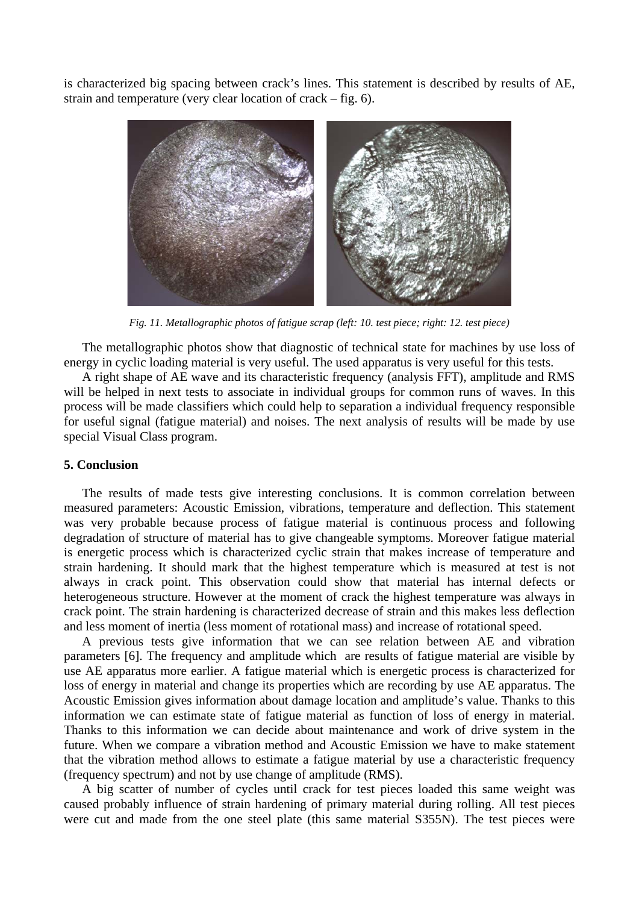is characterized big spacing between crack's lines. This statement is described by results of AE, strain and temperature (very clear location of crack – fig. 6).

*Fig. 11. Metallographic photos of fatigue scrap (left: 10. test piece; right: 12. test piece)*

The metallographic photos show that diagnostic of technical state for machines by use loss of energy in cyclic loading material is very useful. The used apparatus is very useful for this tests.

A right shape of AE wave and its characteristic frequency (analysis FFT), amplitude and RMS will be helped in next tests to associate in individual groups for common runs of waves. In this process will be made classifiers which could help to separation a individual frequency responsible for useful signal (fatigue material) and noises. The next analysis of results will be made by use special Visual Class program.

## 5. Conclusion

The results of made tests give interesting conclusions. It is common correlation between measured parameters: Acoustic Emission, vibrations, temperature and deflection. This statement was very probable because process of fatigue material is continuous process and following degradation of structure of material has to give changeable symptoms. Moreover fatigue material is energetic process which is characterized cyclic strain that makes increase of temperature and strain hardening. It should mark that the highest temperature which is measured at test is not always in crack point. This observation could show that material has internal defects or heterogeneous structure. However at the moment of crack the highest temperature was always in crack point. The strain hardening is characterized decrease of strain and this makes less deflection and less moment of inertia (less moment of rotational mass) and increase of rotational speed.

A previous tests give information that we can see relation between AE and vibration parameters [6]. The frequency and amplitude which are results of fatigue material are visible by use AE apparatus more earlier. A fatigue material which is energetic process is characterized for loss of energy in material and change its properties which are recording by use AE apparatus. The Acoustic Emission gives information about damage location and amplitude's value. Thanks to this information we can estimate state of fatigue material as function of loss of energy in material. Thanks to this information we can decide about maintenance and work of drive system in the future. When we compare a vibration method and Acoustic Emission we have to make statement that the vibration method allows to estimate a fatigue material by use a characteristic frequency (frequency spectrum) and not by use change of amplitude (RMS).

A big scatter of number of cycles until crack for test pieces loaded this same weight was caused probably influence of strain hardening of primary material during rolling. All test pieces were cut and made from the one steel plate (this same material S355N). The test pieces were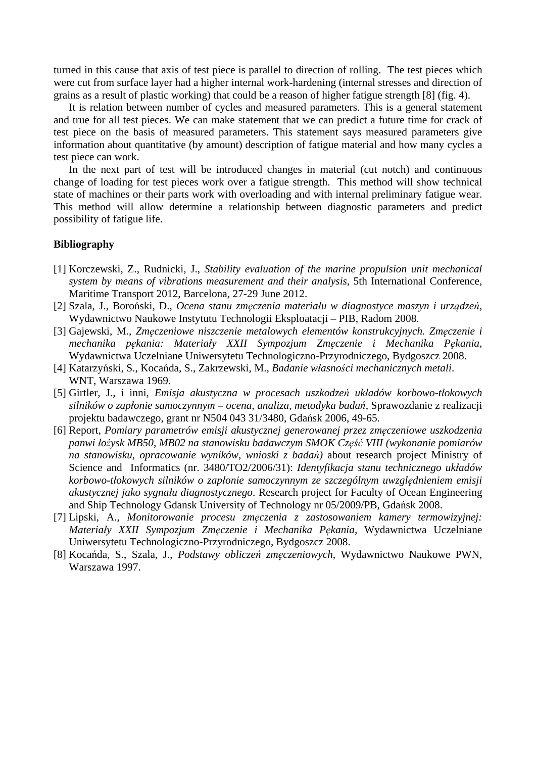turned in this cause that axis of test piece is parallel to direction of rolling. The test pieces which were cut from surface layer had a higher internal work-hardening (internal stresses and direction of grains as a result of plastic working) that could be a reason of higher fatigue strength [8] (fig. 4).

It is relation between number of cycles and measured parameters. This is a general statement and true for all test pieces. We can make statement that we can predict a future time for crack of test piece on the basis of measured parameters. This statement says measured parameters give information about quantitative (by amount) description of fatigue material and how many cycles a test piece can work.

In the next part of test will be introduced changes in material (cut notch) and continuous change of loading for test pieces work over a fatigue strength. This method will show technical state of machines or their parts work with overloading and with internal preliminary fatigue wear. This method will allow determine a relationship between diagnostic parameters and predict possibility of fatigue life.

**Bibliography**

[1] Korczewski, Z., Rudnicki, J., *Stability evaluation of the marine propulsion unit mechanical system by means of vibrations measurement and their analysis*, 5th International Conference, Maritime Transport 2012, Barcelona, 27-29 June 2012.

[2] Szala, J., Boroński, D., *Ocena stanu zmęczenia materiału w diagnostyce maszyn i urządzeń*, Wydawnictwo Naukowe Instytutu Technologii Eksploatacji – PIB, Radom 2008.

[3] Gajewski, M., *Zmęczeniowe niszczenie metalowych elementów konstrukcyjnych. Zmęczenie i mechanika pękania: Materiały XXII Sympozjum Zmęczenie i Mechanika Pękania*, Wydawnictwa Uczelniane Uniwersytetu Technologiczno-Przyrodniczego, Bydgoszcz 2008.

[4] Katarzyński, S., Kocańda, S., Zakrzewski, M., *Badanie własności mechanicznych metali*. WNT, Warszawa 1969.

[5] Girtler, J., i inni, *Emisja akustyczna w procesach uszkodzeń układów korbowo-tłokowych silników o zapłonie samoczynnym – ocena, analiza, metodyka badań*, Sprawozdanie z realizacji projektu badawczego, grant nr N504 043 31/3480, Gdańsk 2006, 49-65.

[6] Report, *Pomiary parametrów emisji akustycznej generowanej przez zmęczeniowe uszkodzenia panwi łożysk MB50, MB02 na stanowisku badawczym SMOK Część VIII (wykonanie pomiarów na stanowisku, opracowanie wyników, wnioski z badań)* about research project Ministry of Science and Informatics (nr. 3480/TO2/2006/31): *Identyfikacja stanu technicznego układów korbowo-tłokowych silników o zapłonie samoczynnym ze szczególnym uwzględnieniem emisji akustycznej jako sygnału diagnostycznego*. Research project for Faculty of Ocean Engineering and Ship Technology Gdansk University of Technology nr 05/2009/PB, Gdańsk 2008.

[7] Lipski, A., *Monitorowanie procesu zmęczenia z zastosowaniem kamery termowizyjnej: Materiały XXII Sympozjum Zmęczenie i Mechanika Pękania,* Wydawnictwa Uczelniane Uniwersytetu Technologiczno-Przyrodniczego, Bydgoszcz 2008.

[8] Kocańda, S., Szala, J., *Podstawy obliczeń zmęczeniowych*, Wydawnictwo Naukowe PWN, Warszawa 1997.